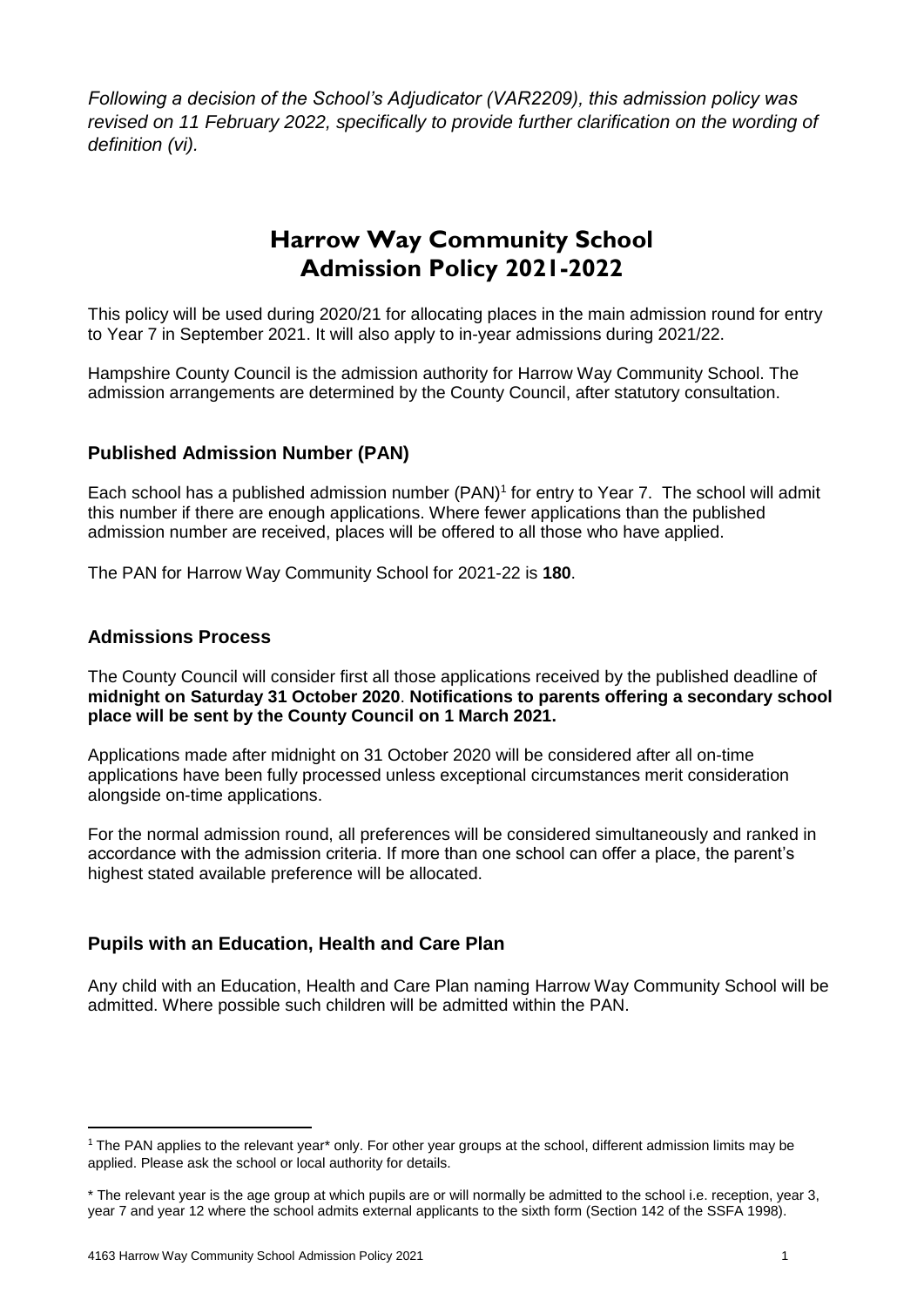*Following a decision of the School's Adjudicator (VAR2209), this admission policy was revised on 11 February 2022, specifically to provide further clarification on the wording of definition (vi).*

# Harrow Way Community School Admission Policy 2021-2022

This policy will be used during 2020/21 for allocating places in the main admission round for entry to Year 7 in September 2021. It will also apply to in-year admissions during 2021/22.

Hampshire County Council is the admission authority for Harrow Way Community School. The admission arrangements are determined by the County Council, after statutory consultation.

## Published Admission Number (PAN)

Each school has a published admission number (PAN)[1] for entry to Year 7. The school will admit this number if there are enough applications. Where fewer applications than the published admission number are received, places will be offered to all those who have applied.

The PAN for Harrow Way Community School for 2021-22 is **180**.

## Admissions Process

The County Council will consider first all those applications received by the published deadline of **midnight on Saturday 31 October 2020**. **Notifications to parents offering a secondary school place will be sent by the County Council on 1 March 2021.**

Applications made after midnight on 31 October 2020 will be considered after all on-time applications have been fully processed unless exceptional circumstances merit consideration alongside on-time applications.

For the normal admission round, all preferences will be considered simultaneously and ranked in accordance with the admission criteria. If more than one school can offer a place, the parent's highest stated available preference will be allocated.

## Pupils with an Education, Health and Care Plan

Any child with an Education, Health and Care Plan naming Harrow Way Community School will be admitted. Where possible such children will be admitted within the PAN.

---

[1] The PAN applies to the relevant year* only. For other year groups at the school, different admission limits may be applied. Please ask the school or local authority for details.

* The relevant year is the age group at which pupils are or will normally be admitted to the school i.e. reception, year 3, year 7 and year 12 where the school admits external applicants to the sixth form (Section 142 of the SSFA 1998).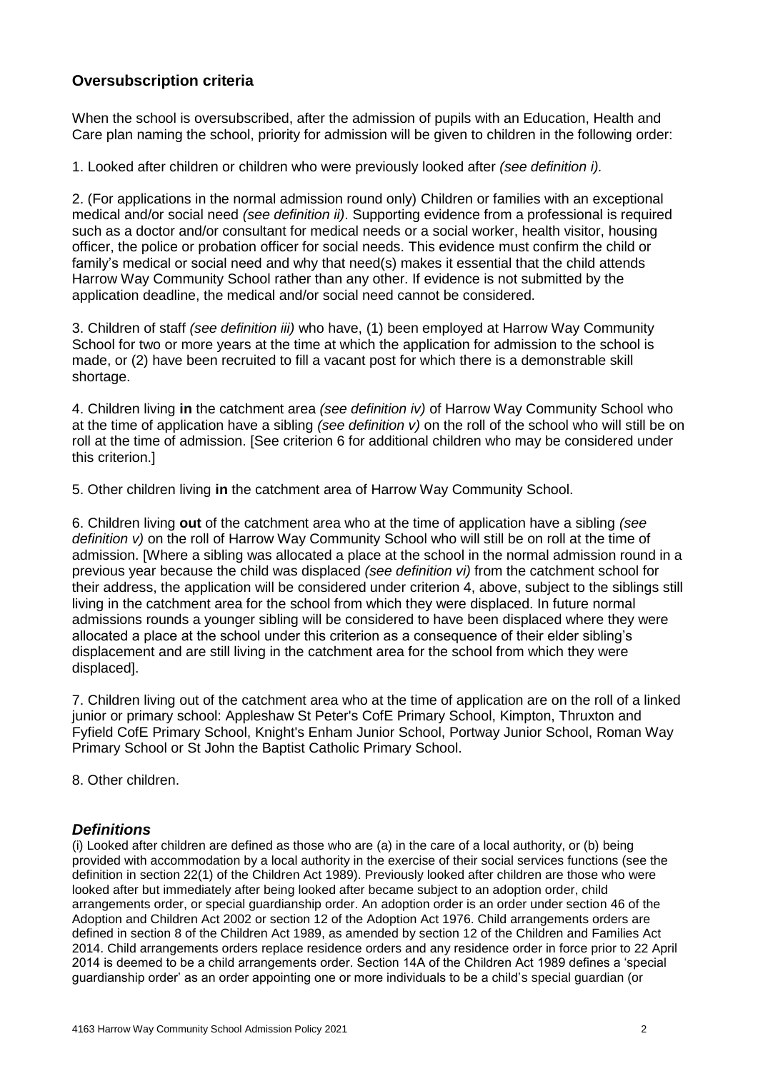## Oversubscription criteria

When the school is oversubscribed, after the admission of pupils with an Education, Health and Care plan naming the school, priority for admission will be given to children in the following order:

1. Looked after children or children who were previously looked after *(see definition i).*

2. (For applications in the normal admission round only) Children or families with an exceptional medical and/or social need *(see definition ii)*. Supporting evidence from a professional is required such as a doctor and/or consultant for medical needs or a social worker, health visitor, housing officer, the police or probation officer for social needs. This evidence must confirm the child or family's medical or social need and why that need(s) makes it essential that the child attends Harrow Way Community School rather than any other. If evidence is not submitted by the application deadline, the medical and/or social need cannot be considered.

3. Children of staff *(see definition iii)* who have, (1) been employed at Harrow Way Community School for two or more years at the time at which the application for admission to the school is made, or (2) have been recruited to fill a vacant post for which there is a demonstrable skill shortage.

4. Children living **in** the catchment area *(see definition iv)* of Harrow Way Community School who at the time of application have a sibling *(see definition v)* on the roll of the school who will still be on roll at the time of admission. [See criterion 6 for additional children who may be considered under this criterion.]

5. Other children living **in** the catchment area of Harrow Way Community School.

6. Children living **out** of the catchment area who at the time of application have a sibling *(see definition v)* on the roll of Harrow Way Community School who will still be on roll at the time of admission. [Where a sibling was allocated a place at the school in the normal admission round in a previous year because the child was displaced *(see definition vi)* from the catchment school for their address, the application will be considered under criterion 4, above, subject to the siblings still living in the catchment area for the school from which they were displaced. In future normal admissions rounds a younger sibling will be considered to have been displaced where they were allocated a place at the school under this criterion as a consequence of their elder sibling's displacement and are still living in the catchment area for the school from which they were displaced].

7. Children living out of the catchment area who at the time of application are on the roll of a linked junior or primary school: Appleshaw St Peter's CofE Primary School, Kimpton, Thruxton and Fyfield CofE Primary School, Knight's Enham Junior School, Portway Junior School, Roman Way Primary School or St John the Baptist Catholic Primary School.

8. Other children.

### *Definitions*

(i) Looked after children are defined as those who are (a) in the care of a local authority, or (b) being provided with accommodation by a local authority in the exercise of their social services functions (see the definition in section 22(1) of the Children Act 1989). Previously looked after children are those who were looked after but immediately after being looked after became subject to an adoption order, child arrangements order, or special guardianship order. An adoption order is an order under section 46 of the Adoption and Children Act 2002 or section 12 of the Adoption Act 1976. Child arrangements orders are defined in section 8 of the Children Act 1989, as amended by section 12 of the Children and Families Act 2014. Child arrangements orders replace residence orders and any residence order in force prior to 22 April 2014 is deemed to be a child arrangements order. Section 14A of the Children Act 1989 defines a 'special guardianship order' as an order appointing one or more individuals to be a child's special guardian (or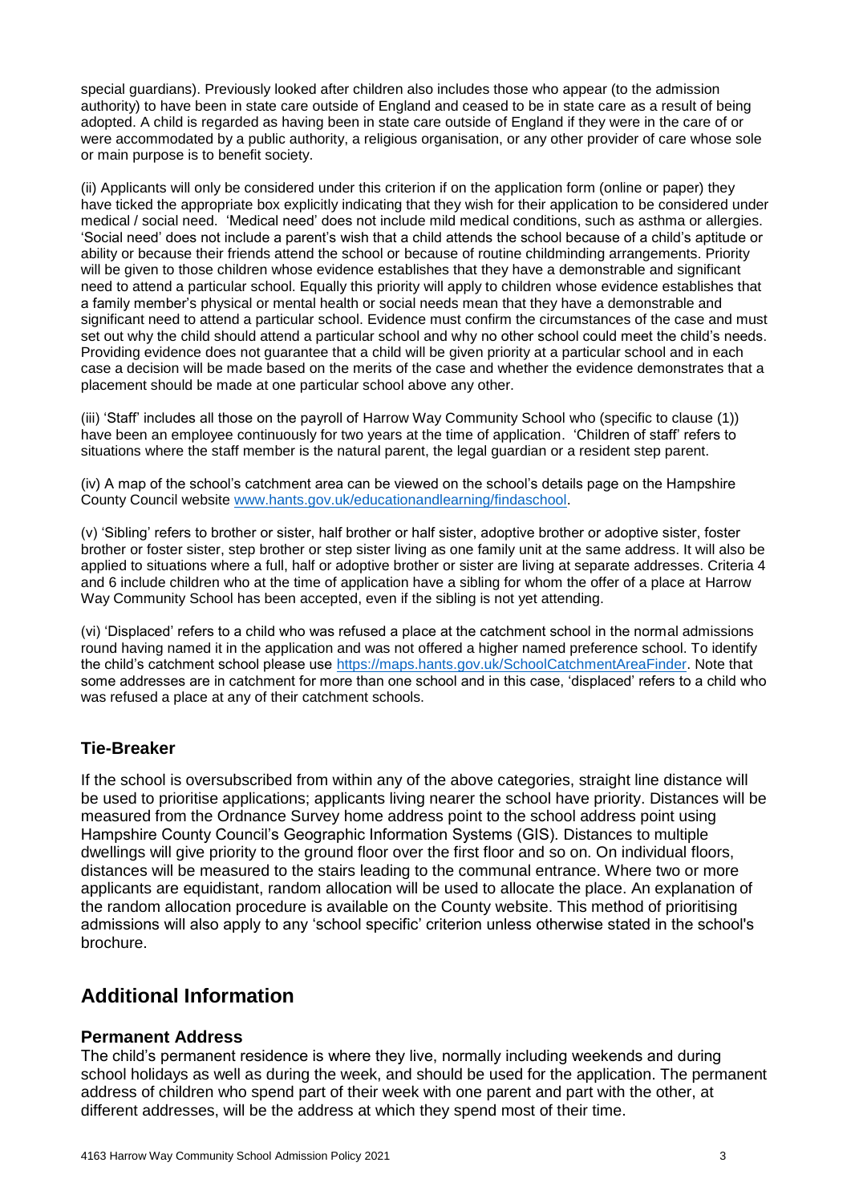special guardians). Previously looked after children also includes those who appear (to the admission authority) to have been in state care outside of England and ceased to be in state care as a result of being adopted. A child is regarded as having been in state care outside of England if they were in the care of or were accommodated by a public authority, a religious organisation, or any other provider of care whose sole or main purpose is to benefit society.

(ii) Applicants will only be considered under this criterion if on the application form (online or paper) they have ticked the appropriate box explicitly indicating that they wish for their application to be considered under medical / social need. 'Medical need' does not include mild medical conditions, such as asthma or allergies. 'Social need' does not include a parent's wish that a child attends the school because of a child's aptitude or ability or because their friends attend the school or because of routine childminding arrangements. Priority will be given to those children whose evidence establishes that they have a demonstrable and significant need to attend a particular school. Equally this priority will apply to children whose evidence establishes that a family member's physical or mental health or social needs mean that they have a demonstrable and significant need to attend a particular school. Evidence must confirm the circumstances of the case and must set out why the child should attend a particular school and why no other school could meet the child's needs. Providing evidence does not guarantee that a child will be given priority at a particular school and in each case a decision will be made based on the merits of the case and whether the evidence demonstrates that a placement should be made at one particular school above any other.

(iii) 'Staff' includes all those on the payroll of Harrow Way Community School who (specific to clause (1)) have been an employee continuously for two years at the time of application. 'Children of staff' refers to situations where the staff member is the natural parent, the legal guardian or a resident step parent.

(iv) A map of the school's catchment area can be viewed on the school's details page on the Hampshire County Council website www.hants.gov.uk/educationandlearning/findaschool.

(v) 'Sibling' refers to brother or sister, half brother or half sister, adoptive brother or adoptive sister, foster brother or foster sister, step brother or step sister living as one family unit at the same address. It will also be applied to situations where a full, half or adoptive brother or sister are living at separate addresses. Criteria 4 and 6 include children who at the time of application have a sibling for whom the offer of a place at Harrow Way Community School has been accepted, even if the sibling is not yet attending.

(vi) 'Displaced' refers to a child who was refused a place at the catchment school in the normal admissions round having named it in the application and was not offered a higher named preference school. To identify the child's catchment school please use https://maps.hants.gov.uk/SchoolCatchmentAreaFinder. Note that some addresses are in catchment for more than one school and in this case, 'displaced' refers to a child who was refused a place at any of their catchment schools.

### Tie-Breaker

If the school is oversubscribed from within any of the above categories, straight line distance will be used to prioritise applications; applicants living nearer the school have priority. Distances will be measured from the Ordnance Survey home address point to the school address point using Hampshire County Council's Geographic Information Systems (GIS). Distances to multiple dwellings will give priority to the ground floor over the first floor and so on. On individual floors, distances will be measured to the stairs leading to the communal entrance. Where two or more applicants are equidistant, random allocation will be used to allocate the place. An explanation of the random allocation procedure is available on the County website. This method of prioritising admissions will also apply to any 'school specific' criterion unless otherwise stated in the school's brochure.

## Additional Information

### Permanent Address

The child's permanent residence is where they live, normally including weekends and during school holidays as well as during the week, and should be used for the application. The permanent address of children who spend part of their week with one parent and part with the other, at different addresses, will be the address at which they spend most of their time.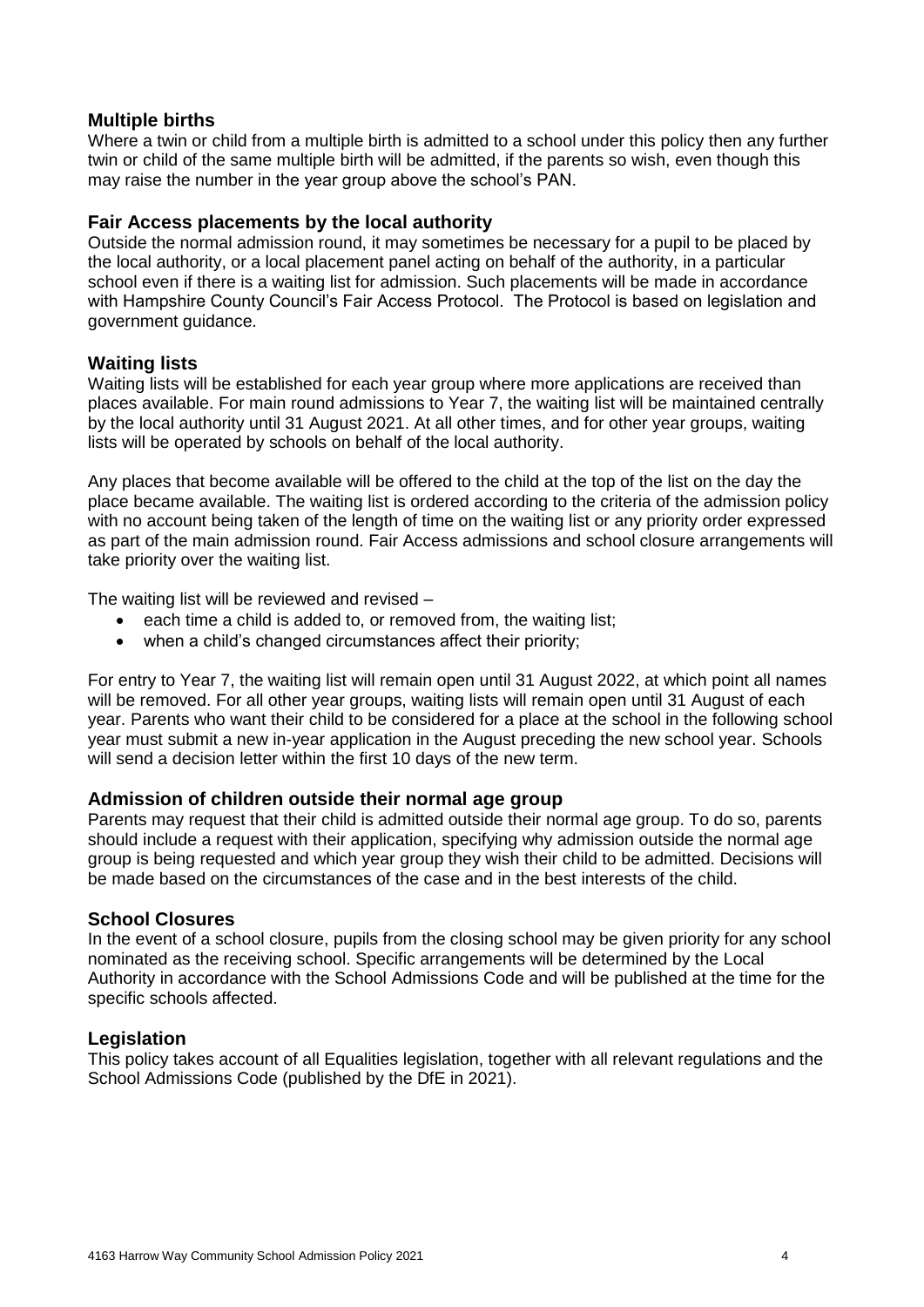## Multiple births

Where a twin or child from a multiple birth is admitted to a school under this policy then any further twin or child of the same multiple birth will be admitted, if the parents so wish, even though this may raise the number in the year group above the school's PAN.

## Fair Access placements by the local authority

Outside the normal admission round, it may sometimes be necessary for a pupil to be placed by the local authority, or a local placement panel acting on behalf of the authority, in a particular school even if there is a waiting list for admission. Such placements will be made in accordance with Hampshire County Council's Fair Access Protocol. The Protocol is based on legislation and government guidance.

## Waiting lists

Waiting lists will be established for each year group where more applications are received than places available. For main round admissions to Year 7, the waiting list will be maintained centrally by the local authority until 31 August 2021. At all other times, and for other year groups, waiting lists will be operated by schools on behalf of the local authority.

Any places that become available will be offered to the child at the top of the list on the day the place became available. The waiting list is ordered according to the criteria of the admission policy with no account being taken of the length of time on the waiting list or any priority order expressed as part of the main admission round. Fair Access admissions and school closure arrangements will take priority over the waiting list.

The waiting list will be reviewed and revised –

- each time a child is added to, or removed from, the waiting list;
- when a child's changed circumstances affect their priority;

For entry to Year 7, the waiting list will remain open until 31 August 2022, at which point all names will be removed. For all other year groups, waiting lists will remain open until 31 August of each year. Parents who want their child to be considered for a place at the school in the following school year must submit a new in-year application in the August preceding the new school year. Schools will send a decision letter within the first 10 days of the new term.

## Admission of children outside their normal age group

Parents may request that their child is admitted outside their normal age group. To do so, parents should include a request with their application, specifying why admission outside the normal age group is being requested and which year group they wish their child to be admitted. Decisions will be made based on the circumstances of the case and in the best interests of the child.

## School Closures

In the event of a school closure, pupils from the closing school may be given priority for any school nominated as the receiving school. Specific arrangements will be determined by the Local Authority in accordance with the School Admissions Code and will be published at the time for the specific schools affected.

## Legislation

This policy takes account of all Equalities legislation, together with all relevant regulations and the School Admissions Code (published by the DfE in 2021).